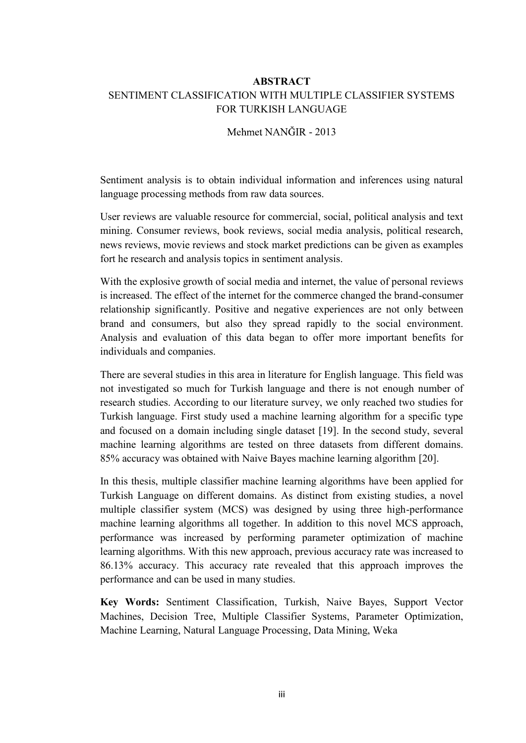# ABSTRACT

## SENTIMENT CLASSIFICATION WITH MULTIPLE CLASSIFIER SYSTEMS FOR TURKISH LANGUAGE

Mehmet NANĞIR - 2013

Sentiment analysis is to obtain individual information and inferences using natural language processing methods from raw data sources.

User reviews are valuable resource for commercial, social, political analysis and text mining. Consumer reviews, book reviews, social media analysis, political research, news reviews, movie reviews and stock market predictions can be given as examples fort he research and analysis topics in sentiment analysis.

With the explosive growth of social media and internet, the value of personal reviews is increased. The effect of the internet for the commerce changed the brand-consumer relationship significantly. Positive and negative experiences are not only between brand and consumers, but also they spread rapidly to the social environment. Analysis and evaluation of this data began to offer more important benefits for individuals and companies.

There are several studies in this area in literature for English language. This field was not investigated so much for Turkish language and there is not enough number of research studies. According to our literature survey, we only reached two studies for Turkish language. First study used a machine learning algorithm for a specific type and focused on a domain including single dataset [19]. In the second study, several machine learning algorithms are tested on three datasets from different domains. 85% accuracy was obtained with Naive Bayes machine learning algorithm [20].

In this thesis, multiple classifier machine learning algorithms have been applied for Turkish Language on different domains. As distinct from existing studies, a novel multiple classifier system (MCS) was designed by using three high-performance machine learning algorithms all together. In addition to this novel MCS approach, performance was increased by performing parameter optimization of machine learning algorithms. With this new approach, previous accuracy rate was increased to 86.13% accuracy. This accuracy rate revealed that this approach improves the performance and can be used in many studies.

**Key Words:** Sentiment Classification, Turkish, Naive Bayes, Support Vector Machines, Decision Tree, Multiple Classifier Systems, Parameter Optimization, Machine Learning, Natural Language Processing, Data Mining, Weka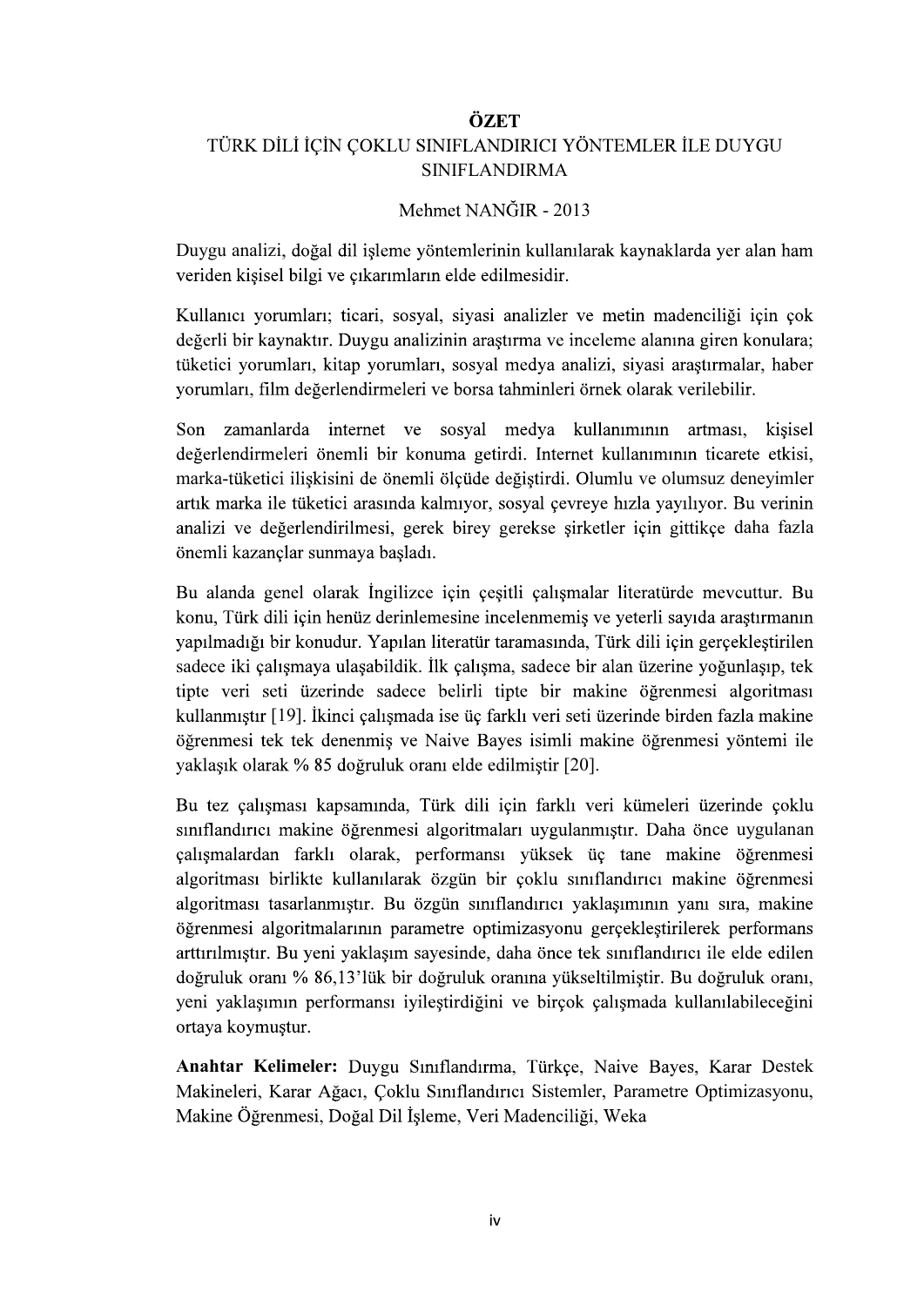# ÖZET

## TÜRK DİLİ İÇİN ÇOKLU SINIFLANDIRICI YÖNTEMLER İLE DUYGU SINIFLANDIRMA

Mehmet NANĞIR - 2013

Duygu analizi, doğal dil işleme yöntemlerinin kullanılarak kaynaklarda yer alan ham veriden kişisel bilgi ve çıkarımların elde edilmesidir.

Kullanıcı yorumları; ticari, sosyal, siyasi analizler ve metin madenciliği için çok değerli bir kaynaktır. Duygu analizinin araştırma ve inceleme alanına giren konulara; tüketici yorumları, kitap yorumları, sosyal medya analizi, siyasi araştırmalar, haber yorumları, film değerlendirmeleri ve borsa tahminleri örnek olarak verilebilir.

Son zamanlarda internet ve sosyal medya kullanımının artması, kişisel değerlendirmeleri önemli bir konuma getirdi. Internet kullanımının ticarete etkisi, marka-tüketici ilişkisini de önemli ölçüde değiştirdi. Olumlu ve olumsuz deneyimler artık marka ile tüketici arasında kalmıyor, sosyal çevreye hızla yayılıyor. Bu verinin analizi ve değerlendirilmesi, gerek birey gerekse şirketler için gittikçe daha fazla önemli kazançlar sunmaya başladı.

Bu alanda genel olarak İngilizce için çeşitli çalışmalar literatürde mevcuttur. Bu konu, Türk dili için henüz derinlemesine incelenmemiş ve yeterli sayıda araştırmanın yapılmadığı bir konudur. Yapılan literatür taramasında, Türk dili için gerçekleştirilen sadece iki çalışmaya ulaşabildik. İlk çalışma, sadece bir alan üzerine yoğunlaşıp, tek tipte veri seti üzerinde sadece belirli tipte bir makine öğrenmesi algoritması kullanmıştır [19]. İkinci çalışmada ise üç farklı veri seti üzerinde birden fazla makine öğrenmesi tek tek denenmiş ve Naive Bayes isimli makine öğrenmesi yöntemi ile yaklaşık olarak % 85 doğruluk oranı elde edilmiştir [20].

Bu tez çalışması kapsamında, Türk dili için farklı veri kümeleri üzerinde çoklu sınıflandırıcı makine öğrenmesi algoritmaları uygulanmıştır. Daha önce uygulanan çalışmalardan farklı olarak, performansı yüksek üç tane makine öğrenmesi algoritması birlikte kullanılarak özgün bir çoklu sınıflandırıcı makine öğrenmesi algoritması tasarlanmıştır. Bu özgün sınıflandırıcı yaklaşımının yanı sıra, makine öğrenmesi algoritmalarının parametre optimizasyonu gerçekleştirilerek performans arttırılmıştır. Bu yeni yaklaşım sayesinde, daha önce tek sınıflandırıcı ile elde edilen doğruluk oranı % 86,13'lük bir doğruluk oranına yükseltilmiştir. Bu doğruluk oranı, yeni yaklaşımın performansı iyileştirdiğini ve birçok çalışmada kullanılabileceğini ortaya koymuştur.

**Anahtar Kelimeler:** Duygu Sınıflandırma, Türkçe, Naive Bayes, Karar Destek Makineleri, Karar Ağacı, Çoklu Sınıflandırıcı Sistemler, Parametre Optimizasyonu, Makine Öğrenmesi, Doğal Dil İşleme, Veri Madenciliği, Weka